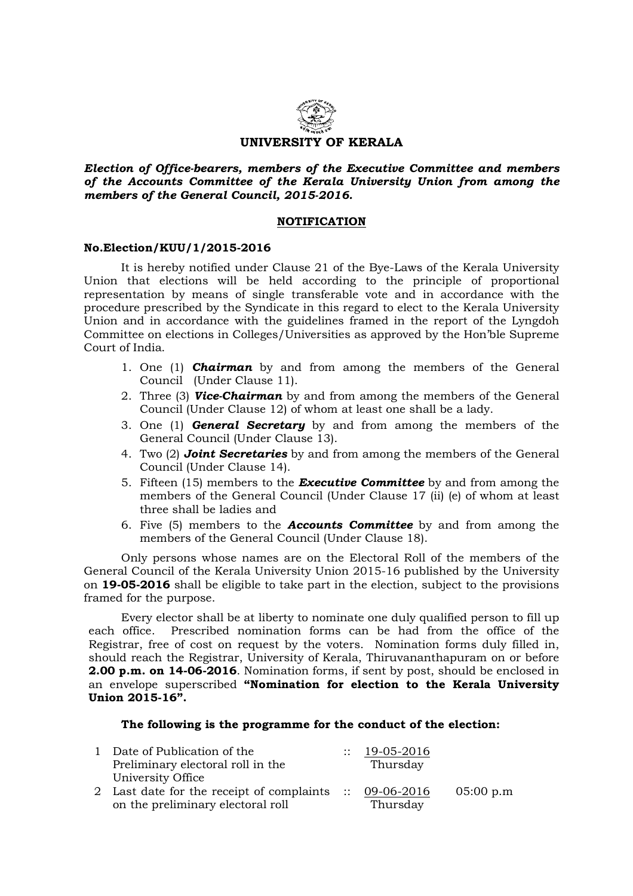# UNIVERSITY OF KERALA

***Election of Office-bearers, members of the Executive Committee and members of the Accounts Committee of the Kerala University Union from among the members of the General Council, 2015-2016.***

## NOTIFICATION

**No.Election/KUU/1/2015-2016**

It is hereby notified under Clause 21 of the Bye-Laws of the Kerala University Union that elections will be held according to the principle of proportional representation by means of single transferable vote and in accordance with the procedure prescribed by the Syndicate in this regard to elect to the Kerala University Union and in accordance with the guidelines framed in the report of the Lyngdoh Committee on elections in Colleges/Universities as approved by the Hon'ble Supreme Court of India.

1. One (1) ***Chairman*** by and from among the members of the General Council (Under Clause 11).
2. Three (3) ***Vice-Chairman*** by and from among the members of the General Council (Under Clause 12) of whom at least one shall be a lady.
3. One (1) ***General Secretary*** by and from among the members of the General Council (Under Clause 13).
4. Two (2) ***Joint Secretaries*** by and from among the members of the General Council (Under Clause 14).
5. Fifteen (15) members to the ***Executive Committee*** by and from among the members of the General Council (Under Clause 17 (ii) (e) of whom at least three shall be ladies and
6. Five (5) members to the ***Accounts Committee*** by and from among the members of the General Council (Under Clause 18).

Only persons whose names are on the Electoral Roll of the members of the General Council of the Kerala University Union 2015-16 published by the University on **19-05-2016** shall be eligible to take part in the election, subject to the provisions framed for the purpose.

Every elector shall be at liberty to nominate one duly qualified person to fill up each office. Prescribed nomination forms can be had from the office of the Registrar, free of cost on request by the voters. Nomination forms duly filled in, should reach the Registrar, University of Kerala, Thiruvananthapuram on or before **2.00 p.m. on 14-06-2016**. Nomination forms, if sent by post, should be enclosed in an envelope superscribed **"Nomination for election to the Kerala University Union 2015-16".**

**The following is the programme for the conduct of the election:**

| | | | | |
|---|---|---|---|---|
| 1 | Date of Publication of the Preliminary electoral roll in the University Office | :: | 19-05-2016 Thursday | |
| 2 | Last date for the receipt of complaints on the preliminary electoral roll | :: | 09-06-2016 Thursday | 05:00 p.m |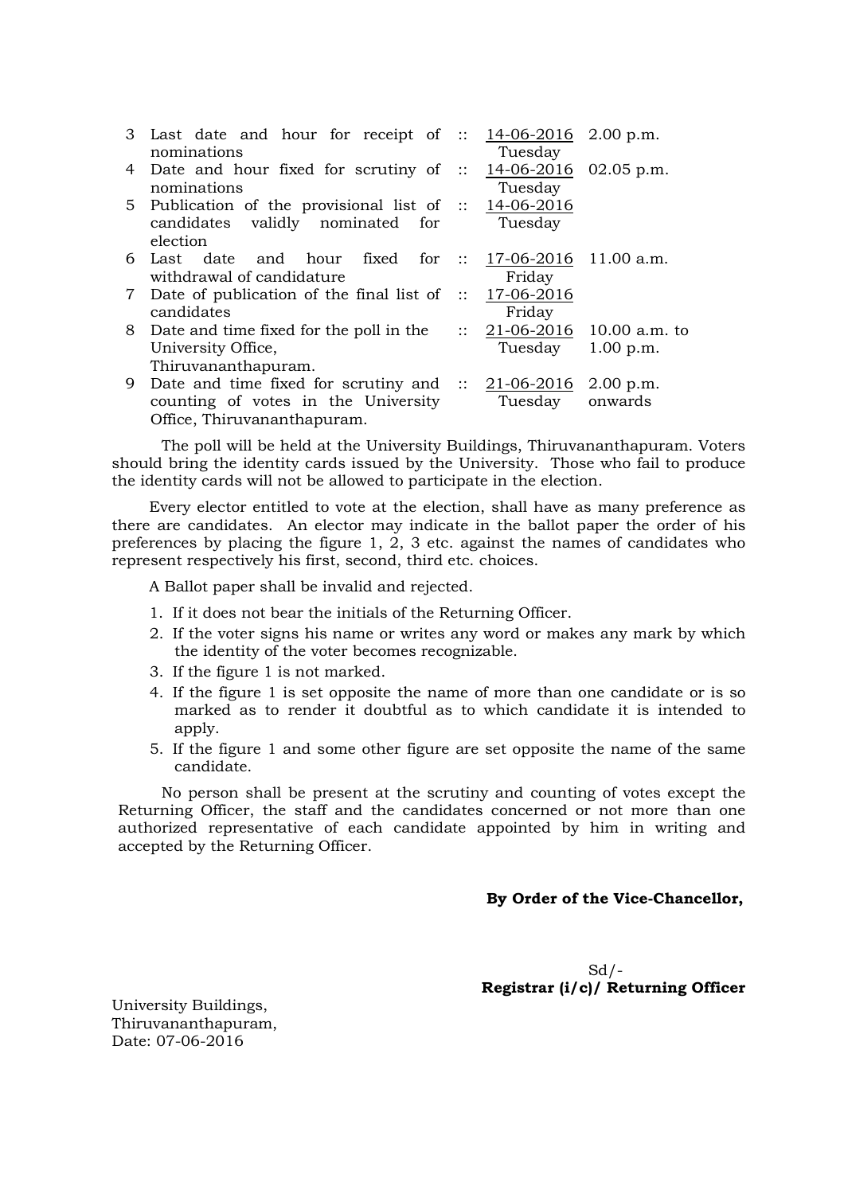| | | | | |
|---|---|---|---|---|
| 3 | Last date and hour for receipt of nominations | :: | 14-06-2016 Tuesday | 2.00 p.m. |
| 4 | Date and hour fixed for scrutiny of nominations | :: | 14-06-2016 Tuesday | 02.05 p.m. |
| 5 | Publication of the provisional list of candidates validly nominated for election | :: | 14-06-2016 Tuesday | |
| 6 | Last date and hour fixed for withdrawal of candidature | :: | 17-06-2016 Friday | 11.00 a.m. |
| 7 | Date of publication of the final list of candidates | :: | 17-06-2016 Friday | |
| 8 | Date and time fixed for the poll in the University Office, Thiruvananthapuram. | :: | 21-06-2016 Tuesday | 10.00 a.m. to 1.00 p.m. |
| 9 | Date and time fixed for scrutiny and counting of votes in the University Office, Thiruvananthapuram. | :: | 21-06-2016 Tuesday | 2.00 p.m. onwards |

The poll will be held at the University Buildings, Thiruvananthapuram. Voters should bring the identity cards issued by the University. Those who fail to produce the identity cards will not be allowed to participate in the election.

Every elector entitled to vote at the election, shall have as many preference as there are candidates. An elector may indicate in the ballot paper the order of his preferences by placing the figure 1, 2, 3 etc. against the names of candidates who represent respectively his first, second, third etc. choices.

A Ballot paper shall be invalid and rejected.

1. If it does not bear the initials of the Returning Officer.
2. If the voter signs his name or writes any word or makes any mark by which the identity of the voter becomes recognizable.
3. If the figure 1 is not marked.
4. If the figure 1 is set opposite the name of more than one candidate or is so marked as to render it doubtful as to which candidate it is intended to apply.
5. If the figure 1 and some other figure are set opposite the name of the same candidate.

No person shall be present at the scrutiny and counting of votes except the Returning Officer, the staff and the candidates concerned or not more than one authorized representative of each candidate appointed by him in writing and accepted by the Returning Officer.

**By Order of the Vice-Chancellor,**

Sd/-
**Registrar (i/c)/ Returning Officer**

University Buildings,
Thiruvananthapuram,
Date: 07-06-2016